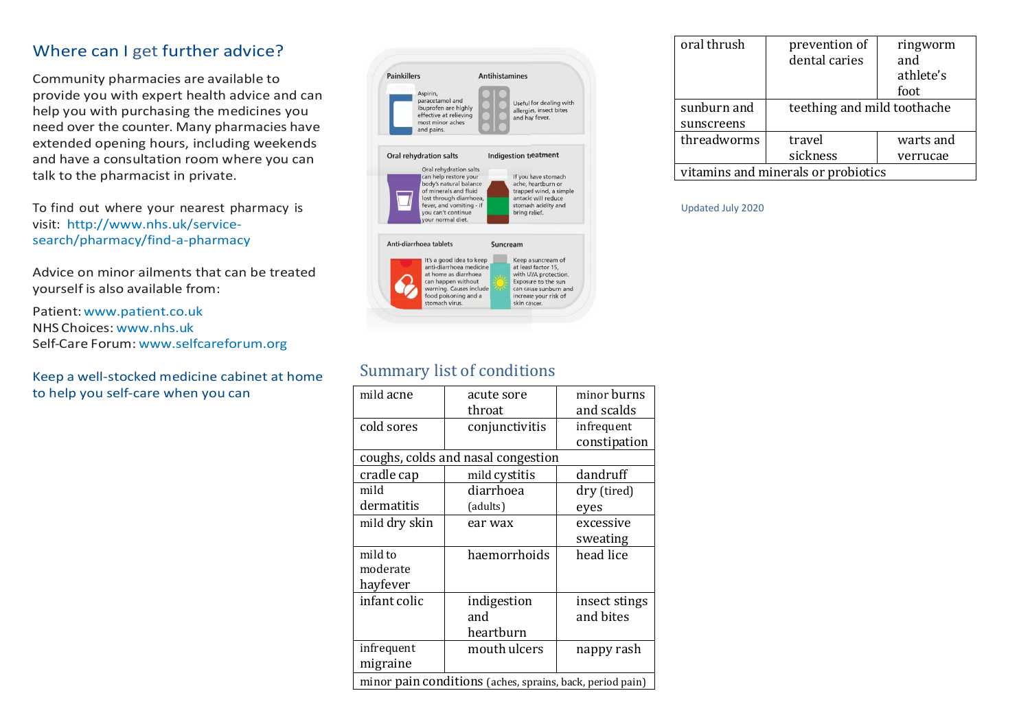## Where can I get further advice?

Community pharmacies are available to provide you with expert health advice and can help you with purchasing the medicines you need over the counter. Many pharmacies have extended opening hours, including weekends and have a consultation room where you can talk to the pharmacist in private.

To find out where your nearest pharmacy is visit: http://www.nhs.uk/service-search/pharmacy/find-a-pharmacy

Advice on minor ailments that can be treated yourself is also available from:

Patient: www.patient.co.uk
NHS Choices: www.nhs.uk
Self-Care Forum: www.selfcareforum.org

Keep a well-stocked medicine cabinet at home to help you self-care when you can

**Painkillers**
Aspirin, paracetamol and ibuprofen are highly effective at relieving most minor aches and pains.

**Antihistamines**
Useful for dealing with allergies, insect bites and hay fever.

**Oral rehydration salts**
Oral rehydration salts can help restore your body's natural balance of minerals and fluid lost through diarrhoea, fever, and vomiting - if you can't continue your normal diet.

**Indigestion treatment**
If you have stomach ache, heartburn or trapped wind, a simple antacid will reduce stomach acidity and bring relief.

**Anti-diarrhoea tablets**
It's a good idea to keep anti-diarrhoea medicine at home as diarrhoea can happen without warning. Causes include food poisoning and a stomach virus.

**Suncream**
Keep a suncream of at least factor 15, with UVA protection. Exposure to the sun can cause sunburn and increase your risk of skin cancer.

## Summary list of conditions

| | | |
|---|---|---|
| mild acne | acute sore throat | minor burns and scalds |
| cold sores | conjunctivitis | infrequent constipation |
| coughs, colds and nasal congestion | | |
| cradle cap | mild cystitis | dandruff |
| mild dermatitis | diarrhoea (adults) | dry (tired) eyes |
| mild dry skin | ear wax | excessive sweating |
| mild to moderate hayfever | haemorrhoids | head lice |
| infant colic | indigestion and heartburn | insect stings and bites |
| infrequent migraine | mouth ulcers | nappy rash |
| minor pain conditions (aches, sprains, back, period pain) | | |
| oral thrush | prevention of dental caries | ringworm and athlete's foot |
| sunburn and sunscreens | teething and mild toothache | |
| threadworms | travel sickness | warts and verrucae |
| vitamins and minerals or probiotics | | |

Updated July 2020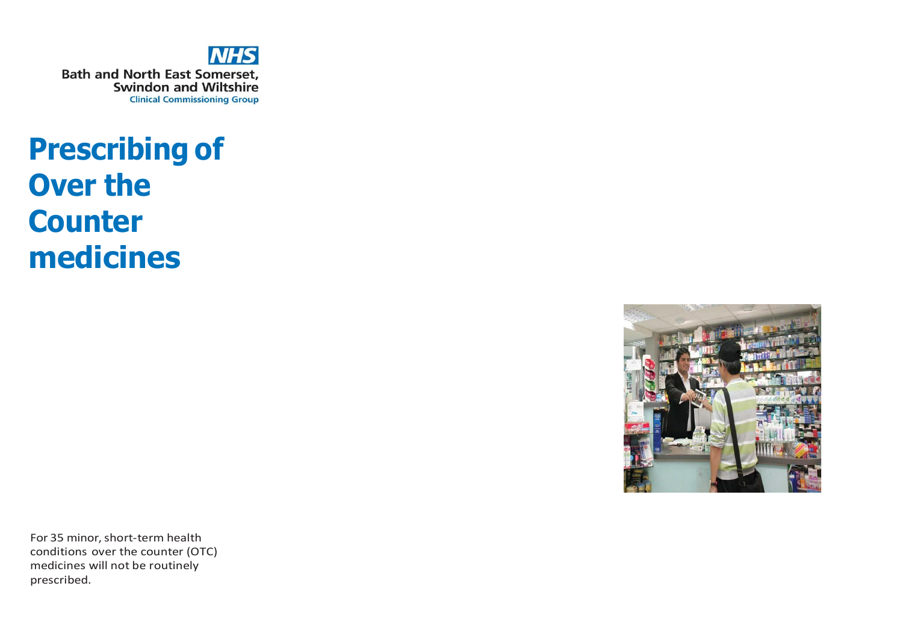**NHS**

**Bath and North East Somerset, Swindon and Wiltshire**
**Clinical Commissioning Group**

# Prescribing of Over the Counter medicines

For 35 minor, short-term health conditions over the counter (OTC) medicines will not be routinely prescribed.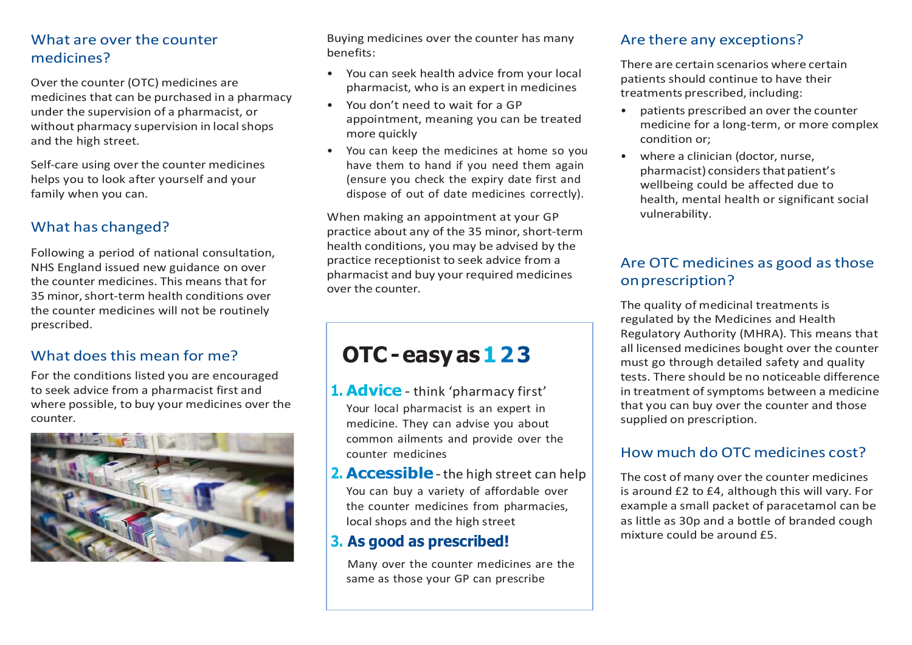## What are over the counter medicines?

Over the counter (OTC) medicines are medicines that can be purchased in a pharmacy under the supervision of a pharmacist, or without pharmacy supervision in local shops and the high street.

Self-care using over the counter medicines helps you to look after yourself and your family when you can.

## What has changed?

Following a period of national consultation, NHS England issued new guidance on over the counter medicines. This means that for 35 minor, short-term health conditions over the counter medicines will not be routinely prescribed.

## What does this mean for me?

For the conditions listed you are encouraged to seek advice from a pharmacist first and where possible, to buy your medicines over the counter.

Buying medicines over the counter has many benefits:

- You can seek health advice from your local pharmacist, who is an expert in medicines
- You don't need to wait for a GP appointment, meaning you can be treated more quickly
- You can keep the medicines at home so you have them to hand if you need them again (ensure you check the expiry date first and dispose of out of date medicines correctly).

When making an appointment at your GP practice about any of the 35 minor, short-term health conditions, you may be advised by the practice receptionist to seek advice from a pharmacist and buy your required medicines over the counter.

## OTC - easy as 1 2 3

**1. Advice** - think 'pharmacy first'
Your local pharmacist is an expert in medicine. They can advise you about common ailments and provide over the counter medicines

**2. Accessible** - the high street can help
You can buy a variety of affordable over the counter medicines from pharmacies, local shops and the high street

**3. As good as prescribed!**
Many over the counter medicines are the same as those your GP can prescribe

## Are there any exceptions?

There are certain scenarios where certain patients should continue to have their treatments prescribed, including:

- patients prescribed an over the counter medicine for a long-term, or more complex condition or;
- where a clinician (doctor, nurse, pharmacist) considers that patient's wellbeing could be affected due to health, mental health or significant social vulnerability.

## Are OTC medicines as good as those on prescription?

The quality of medicinal treatments is regulated by the Medicines and Health Regulatory Authority (MHRA). This means that all licensed medicines bought over the counter must go through detailed safety and quality tests. There should be no noticeable difference in treatment of symptoms between a medicine that you can buy over the counter and those supplied on prescription.

## How much do OTC medicines cost?

The cost of many over the counter medicines is around £2 to £4, although this will vary. For example a small packet of paracetamol can be as little as 30p and a bottle of branded cough mixture could be around £5.